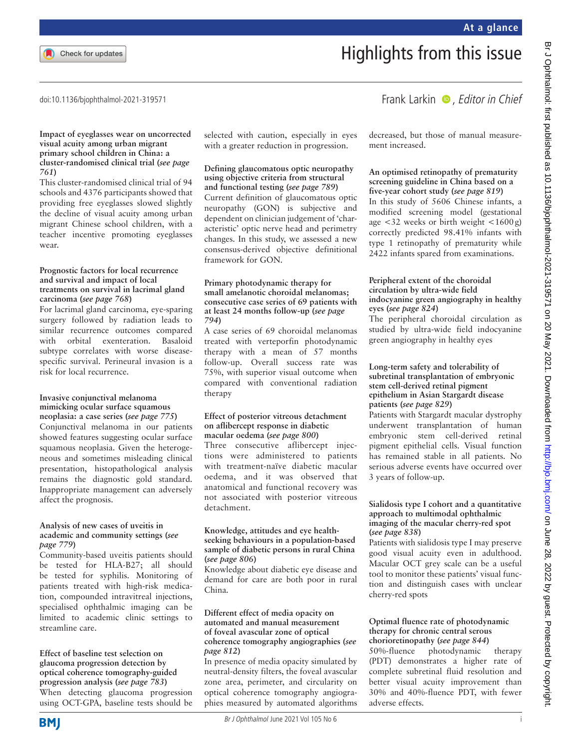# Highlights from this issue

doi:10.1136/bjophthalmol-2021-319571

Frank Larkin, *Editor in Chief*

**Impact of eyeglasses wear on uncorrected visual acuity among urban migrant primary school children in China: a cluster-randomised clinical trial (*see page 761*)**

This cluster-randomised clinical trial of 94 schools and 4376 participants showed that providing free eyeglasses slowed slightly the decline of visual acuity among urban migrant Chinese school children, with a teacher incentive promoting eyeglasses wear.

**Prognostic factors for local recurrence and survival and impact of local treatments on survival in lacrimal gland carcinoma (*see page 768*)**

For lacrimal gland carcinoma, eye-sparing surgery followed by radiation leads to similar recurrence outcomes compared with orbital exenteration. Basaloid subtype correlates with worse disease-specific survival. Perineural invasion is a risk for local recurrence.

**Invasive conjunctival melanoma mimicking ocular surface squamous neoplasia: a case series (*see page 775*)**

Conjunctival melanoma in our patients showed features suggesting ocular surface squamous neoplasia. Given the heterogeneous and sometimes misleading clinical presentation, histopathological analysis remains the diagnostic gold standard. Inappropriate management can adversely affect the prognosis.

**Analysis of new cases of uveitis in academic and community settings (*see page 779*)**

Community-based uveitis patients should be tested for HLA-B27; all should be tested for syphilis. Monitoring of patients treated with high-risk medication, compounded intravitreal injections, specialised ophthalmic imaging can be limited to academic clinic settings to streamline care.

**Effect of baseline test selection on glaucoma progression detection by optical coherence tomography-guided progression analysis (*see page 783*)**

When detecting glaucoma progression using OCT-GPA, baseline tests should be selected with caution, especially in eyes with a greater reduction in progression.

**Defining glaucomatous optic neuropathy using objective criteria from structural and functional testing (*see page 789*)**

Current definition of glaucomatous optic neuropathy (GON) is subjective and dependent on clinician judgement of 'characteristic' optic nerve head and perimetry changes. In this study, we assessed a new consensus-derived objective definitional framework for GON.

**Primary photodynamic therapy for small amelanotic choroidal melanomas; consecutive case series of 69 patients with at least 24 months follow-up (*see page 794*)**

A case series of 69 choroidal melanomas treated with verteporfin photodynamic therapy with a mean of 57 months follow-up. Overall success rate was 75%, with superior visual outcome when compared with conventional radiation therapy

**Effect of posterior vitreous detachment on aflibercept response in diabetic macular oedema (*see page 800*)**

Three consecutive aflibercept injections were administered to patients with treatment-naïve diabetic macular oedema, and it was observed that anatomical and functional recovery was not associated with posterior vitreous detachment.

**Knowledge, attitudes and eye health-seeking behaviours in a population-based sample of diabetic persons in rural China (*see page 806*)**

Knowledge about diabetic eye disease and demand for care are both poor in rural China.

**Different effect of media opacity on automated and manual measurement of foveal avascular zone of optical coherence tomography angiographies (*see page 812*)**

In presence of media opacity simulated by neutral-density filters, the foveal avascular zone area, perimeter, and circularity on optical coherence tomography angiographies measured by automated algorithms decreased, but those of manual measurement increased.

**An optimised retinopathy of prematurity screening guideline in China based on a five-year cohort study (*see page 819*)**

In this study of 5606 Chinese infants, a modified screening model (gestational age <32 weeks or birth weight <1600 g) correctly predicted 98.41% infants with type 1 retinopathy of prematurity while 2422 infants spared from examinations.

**Peripheral extent of the choroidal circulation by ultra-wide field indocyanine green angiography in healthy eyes (*see page 824*)**

The peripheral choroidal circulation as studied by ultra-wide field indocyanine green angiography in healthy eyes

**Long-term safety and tolerability of subretinal transplantation of embryonic stem cell-derived retinal pigment epithelium in Asian Stargardt disease patients (*see page 829*)**

Patients with Stargardt macular dystrophy underwent transplantation of human embryonic stem cell-derived retinal pigment epithelial cells. Visual function has remained stable in all patients. No serious adverse events have occurred over 3 years of follow-up.

**Sialidosis type I cohort and a quantitative approach to multimodal ophthalmic imaging of the macular cherry-red spot (*see page 838*)**

Patients with sialidosis type I may preserve good visual acuity even in adulthood. Macular OCT grey scale can be a useful tool to monitor these patients' visual function and distinguish cases with unclear cherry-red spots

**Optimal fluence rate of photodynamic therapy for chronic central serous chorioretinopathy (*see page 844*)**

50%-fluence photodynamic therapy (PDT) demonstrates a higher rate of complete subretinal fluid resolution and better visual acuity improvement than 30% and 40%-fluence PDT, with fewer adverse effects.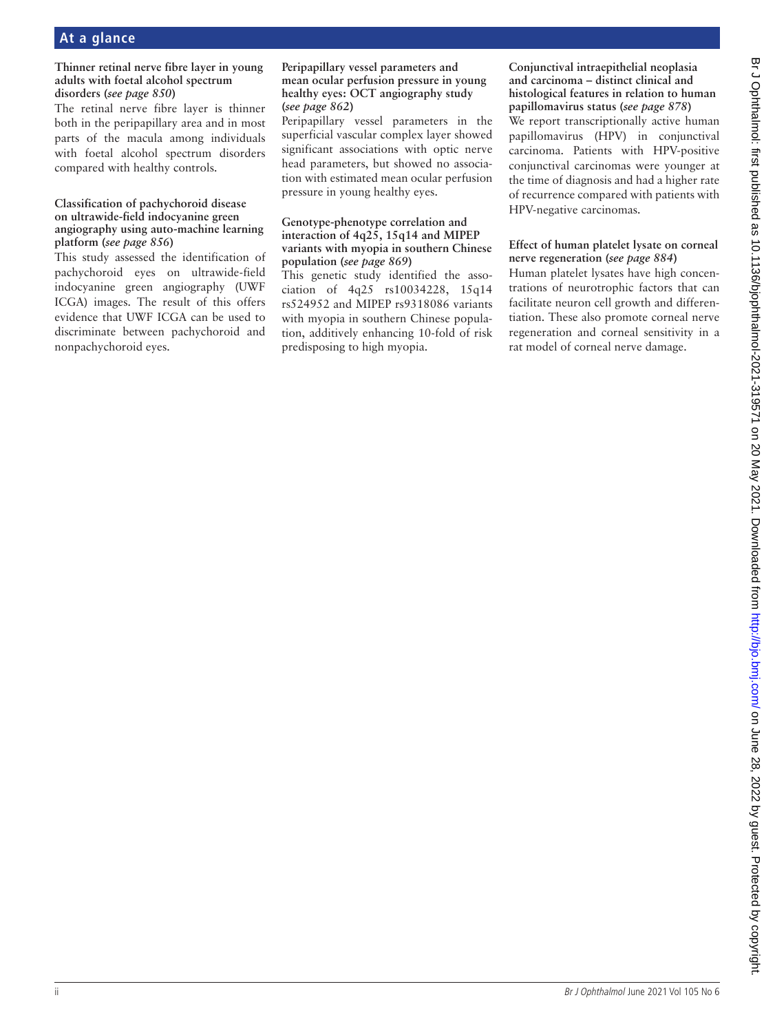## At a glance

### Thinner retinal nerve fibre layer in young adults with foetal alcohol spectrum disorders (*see page 850*)

The retinal nerve fibre layer is thinner both in the peripapillary area and in most parts of the macula among individuals with foetal alcohol spectrum disorders compared with healthy controls.

### Classification of pachychoroid disease on ultrawide-field indocyanine green angiography using auto-machine learning platform (*see page 856*)

This study assessed the identification of pachychoroid eyes on ultrawide-field indocyanine green angiography (UWF ICGA) images. The result of this offers evidence that UWF ICGA can be used to discriminate between pachychoroid and nonpachychoroid eyes.

### Peripapillary vessel parameters and mean ocular perfusion pressure in young healthy eyes: OCT angiography study (*see page 862*)

Peripapillary vessel parameters in the superficial vascular complex layer showed significant associations with optic nerve head parameters, but showed no association with estimated mean ocular perfusion pressure in young healthy eyes.

### Genotype-phenotype correlation and interaction of 4q25, 15q14 and MIPEP variants with myopia in southern Chinese population (*see page 869*)

This genetic study identified the association of 4q25 rs10034228, 15q14 rs524952 and MIPEP rs9318086 variants with myopia in southern Chinese population, additively enhancing 10-fold of risk predisposing to high myopia.

### Conjunctival intraepithelial neoplasia and carcinoma – distinct clinical and histological features in relation to human papillomavirus status (*see page 878*)

We report transcriptionally active human papillomavirus (HPV) in conjunctival carcinoma. Patients with HPV-positive conjunctival carcinomas were younger at the time of diagnosis and had a higher rate of recurrence compared with patients with HPV-negative carcinomas.

### Effect of human platelet lysate on corneal nerve regeneration (*see page 884*)

Human platelet lysates have high concentrations of neurotrophic factors that can facilitate neuron cell growth and differentiation. These also promote corneal nerve regeneration and corneal sensitivity in a rat model of corneal nerve damage.